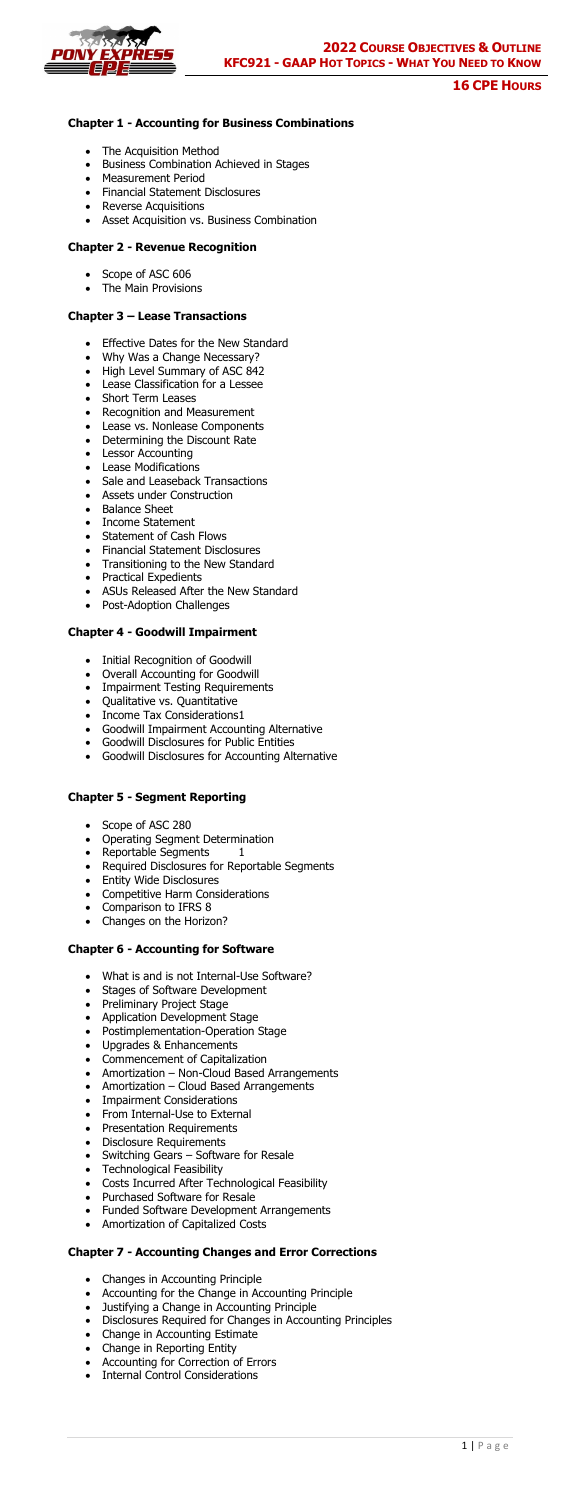# 2022 Course Objectives & Outline

## KFC921 - GAAP Hot Topics - What You Need to Know

**16 CPE Hours**

### Chapter 1 - Accounting for Business Combinations

- The Acquisition Method
- Business Combination Achieved in Stages
- Measurement Period
- Financial Statement Disclosures
- Reverse Acquisitions
- Asset Acquisition vs. Business Combination

### Chapter 2 - Revenue Recognition

- Scope of ASC 606
- The Main Provisions

### Chapter 3 – Lease Transactions

- Effective Dates for the New Standard
- Why Was a Change Necessary?
- High Level Summary of ASC 842
- Lease Classification for a Lessee
- Short Term Leases
- Recognition and Measurement
- Lease vs. Nonlease Components
- Determining the Discount Rate
- Lessor Accounting
- Lease Modifications
- Sale and Leaseback Transactions
- Assets under Construction
- Balance Sheet
- Income Statement
- Statement of Cash Flows
- Financial Statement Disclosures
- Transitioning to the New Standard
- Practical Expedients
- ASUs Released After the New Standard
- Post-Adoption Challenges

### Chapter 4 - Goodwill Impairment

- Initial Recognition of Goodwill
- Overall Accounting for Goodwill
- Impairment Testing Requirements
- Qualitative vs. Quantitative
- Income Tax Considerations1
- Goodwill Impairment Accounting Alternative
- Goodwill Disclosures for Public Entities
- Goodwill Disclosures for Accounting Alternative

### Chapter 5 - Segment Reporting

- Scope of ASC 280
- Operating Segment Determination
- Reportable Segments 1
- Required Disclosures for Reportable Segments
- Entity Wide Disclosures
- Competitive Harm Considerations
- Comparison to IFRS 8
- Changes on the Horizon?

### Chapter 6 - Accounting for Software

- What is and is not Internal-Use Software?
- Stages of Software Development
- Preliminary Project Stage
- Application Development Stage
- Postimplementation-Operation Stage
- Upgrades & Enhancements
- Commencement of Capitalization
- Amortization – Non-Cloud Based Arrangements
- Amortization – Cloud Based Arrangements
- Impairment Considerations
- From Internal-Use to External
- Presentation Requirements
- Disclosure Requirements
- Switching Gears – Software for Resale
- Technological Feasibility
- Costs Incurred After Technological Feasibility
- Purchased Software for Resale
- Funded Software Development Arrangements
- Amortization of Capitalized Costs

### Chapter 7 - Accounting Changes and Error Corrections

- Changes in Accounting Principle
- Accounting for the Change in Accounting Principle
- Justifying a Change in Accounting Principle
- Disclosures Required for Changes in Accounting Principles
- Change in Accounting Estimate
- Change in Reporting Entity
- Accounting for Correction of Errors
- Internal Control Considerations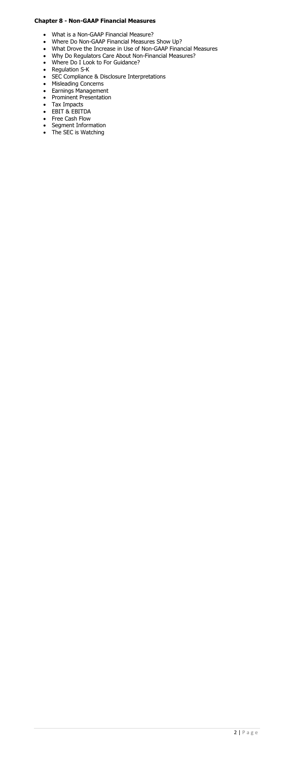**Chapter 8 - Non-GAAP Financial Measures**

- What is a Non-GAAP Financial Measure?
- Where Do Non-GAAP Financial Measures Show Up?
- What Drove the Increase in Use of Non-GAAP Financial Measures
- Why Do Regulators Care About Non-Financial Measures?
- Where Do I Look to For Guidance?
- Regulation S-K
- SEC Compliance & Disclosure Interpretations
- Misleading Concerns
- Earnings Management
- Prominent Presentation
- Tax Impacts
- EBIT & EBITDA
- Free Cash Flow
- Segment Information
- The SEC is Watching